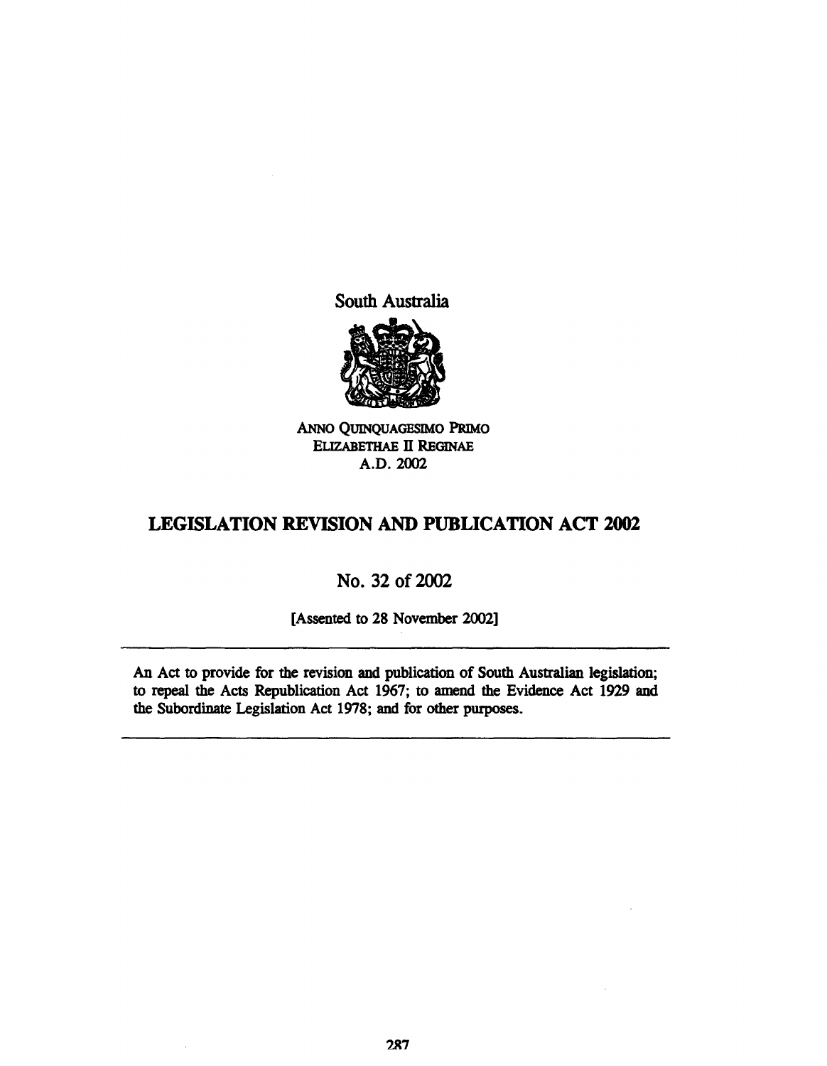South Australia

ANNO QUINQUAGESIMO PRIMO
ELIZABETHAE II REGINAE
A.D. 2002

# LEGISLATION REVISION AND PUBLICATION ACT 2002

No. 32 of 2002

[Assented to 28 November 2002]

---

An Act to provide for the revision and publication of South Australian legislation; to repeal the Acts Republication Act 1967; to amend the Evidence Act 1929 and the Subordinate Legislation Act 1978; and for other purposes.

---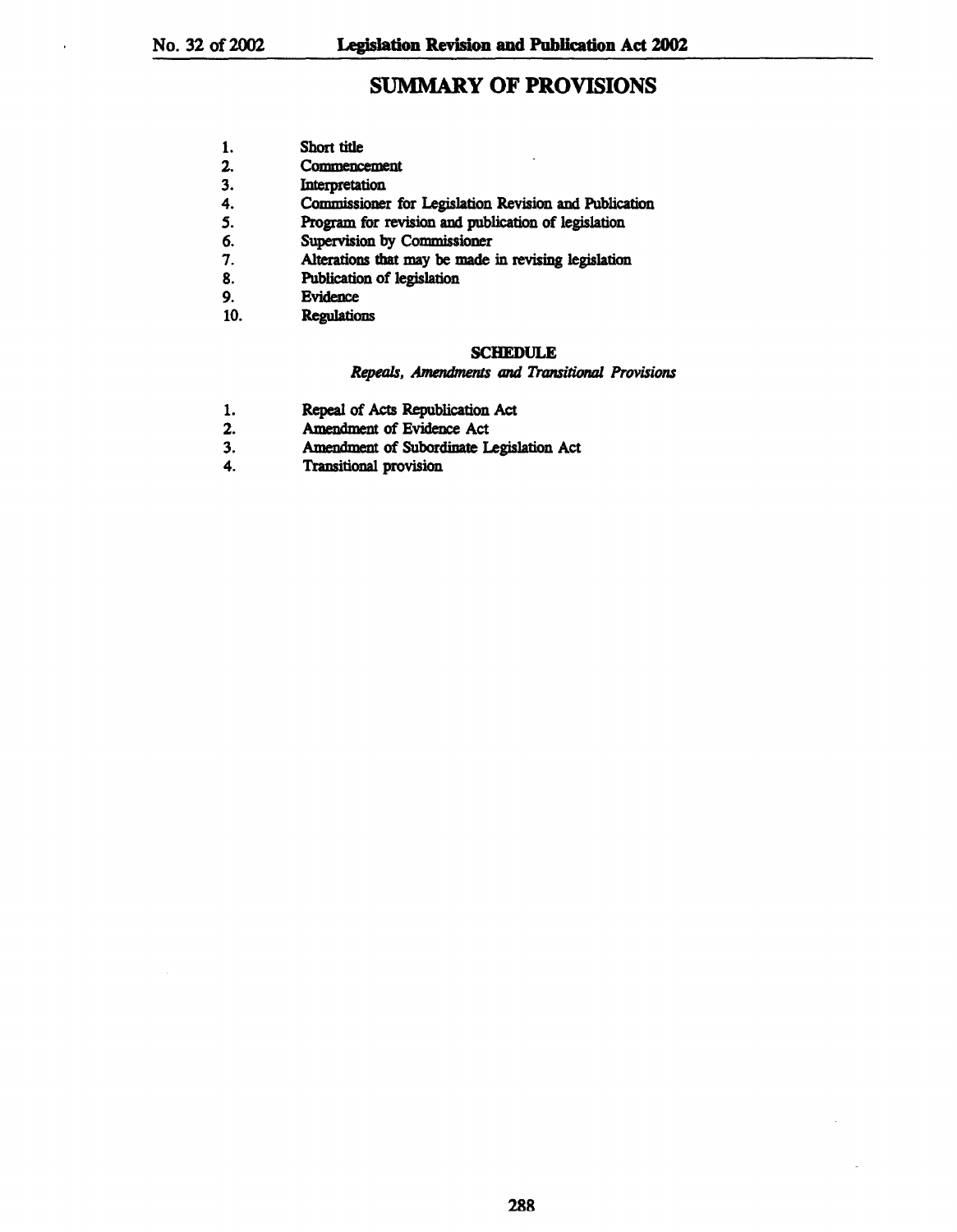## SUMMARY OF PROVISIONS

1. Short title
2. Commencement
3. Interpretation
4. Commissioner for Legislation Revision and Publication
5. Program for revision and publication of legislation
6. Supervision by Commissioner
7. Alterations that may be made in revising legislation
8. Publication of legislation
9. Evidence
10. Regulations

### SCHEDULE

*Repeals, Amendments and Transitional Provisions*

1. Repeal of Acts Republication Act
2. Amendment of Evidence Act
3. Amendment of Subordinate Legislation Act
4. Transitional provision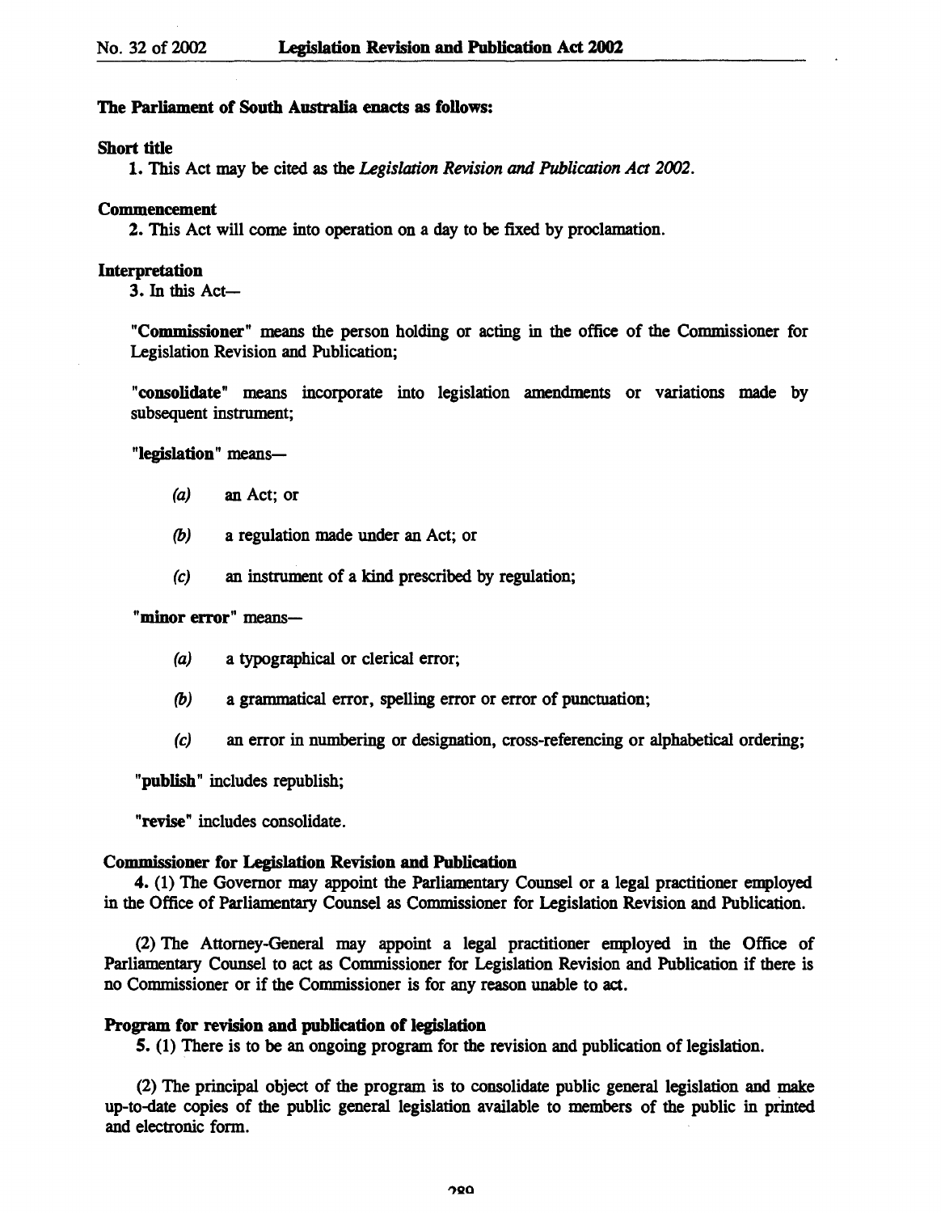**The Parliament of South Australia enacts as follows:**

**Short title**

**1.** This Act may be cited as the *Legislation Revision and Publication Act 2002*.

**Commencement**

**2.** This Act will come into operation on a day to be fixed by proclamation.

**Interpretation**

**3.** In this Act—

"**Commissioner**" means the person holding or acting in the office of the Commissioner for Legislation Revision and Publication;

"**consolidate**" means incorporate into legislation amendments or variations made by subsequent instrument;

"**legislation**" means—

*(a)* an Act; or

*(b)* a regulation made under an Act; or

*(c)* an instrument of a kind prescribed by regulation;

"**minor error**" means—

*(a)* a typographical or clerical error;

*(b)* a grammatical error, spelling error or error of punctuation;

*(c)* an error in numbering or designation, cross-referencing or alphabetical ordering;

"**publish**" includes republish;

"**revise**" includes consolidate.

**Commissioner for Legislation Revision and Publication**

**4.** (1) The Governor may appoint the Parliamentary Counsel or a legal practitioner employed in the Office of Parliamentary Counsel as Commissioner for Legislation Revision and Publication.

(2) The Attorney-General may appoint a legal practitioner employed in the Office of Parliamentary Counsel to act as Commissioner for Legislation Revision and Publication if there is no Commissioner or if the Commissioner is for any reason unable to act.

**Program for revision and publication of legislation**

**5.** (1) There is to be an ongoing program for the revision and publication of legislation.

(2) The principal object of the program is to consolidate public general legislation and make up-to-date copies of the public general legislation available to members of the public in printed and electronic form.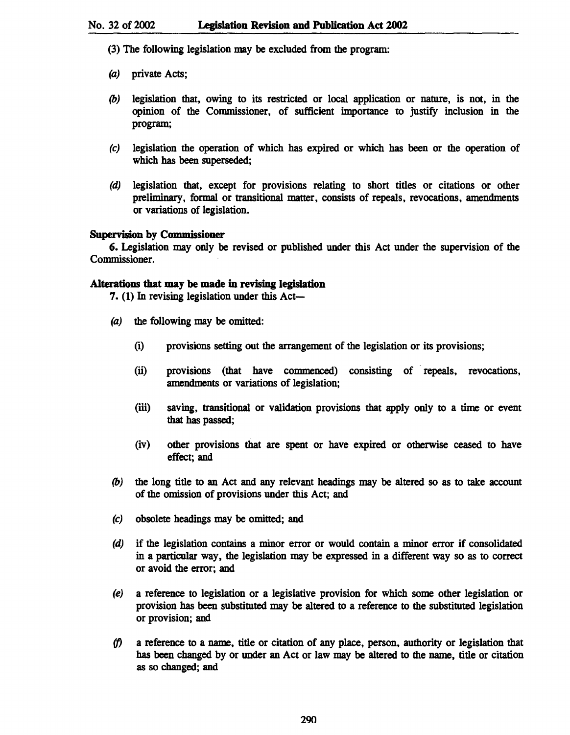(3) The following legislation may be excluded from the program:

*(a)* private Acts;

*(b)* legislation that, owing to its restricted or local application or nature, is not, in the opinion of the Commissioner, of sufficient importance to justify inclusion in the program;

*(c)* legislation the operation of which has expired or which has been or the operation of which has been superseded;

*(d)* legislation that, except for provisions relating to short titles or citations or other preliminary, formal or transitional matter, consists of repeals, revocations, amendments or variations of legislation.

**Supervision by Commissioner**

**6.** Legislation may only be revised or published under this Act under the supervision of the Commissioner.

**Alterations that may be made in revising legislation**

**7.** (1) In revising legislation under this Act—

*(a)* the following may be omitted:

(i) provisions setting out the arrangement of the legislation or its provisions;

(ii) provisions (that have commenced) consisting of repeals, revocations, amendments or variations of legislation;

(iii) saving, transitional or validation provisions that apply only to a time or event that has passed;

(iv) other provisions that are spent or have expired or otherwise ceased to have effect; and

*(b)* the long title to an Act and any relevant headings may be altered so as to take account of the omission of provisions under this Act; and

*(c)* obsolete headings may be omitted; and

*(d)* if the legislation contains a minor error or would contain a minor error if consolidated in a particular way, the legislation may be expressed in a different way so as to correct or avoid the error; and

*(e)* a reference to legislation or a legislative provision for which some other legislation or provision has been substituted may be altered to a reference to the substituted legislation or provision; and

*(f)* a reference to a name, title or citation of any place, person, authority or legislation that has been changed by or under an Act or law may be altered to the name, title or citation as so changed; and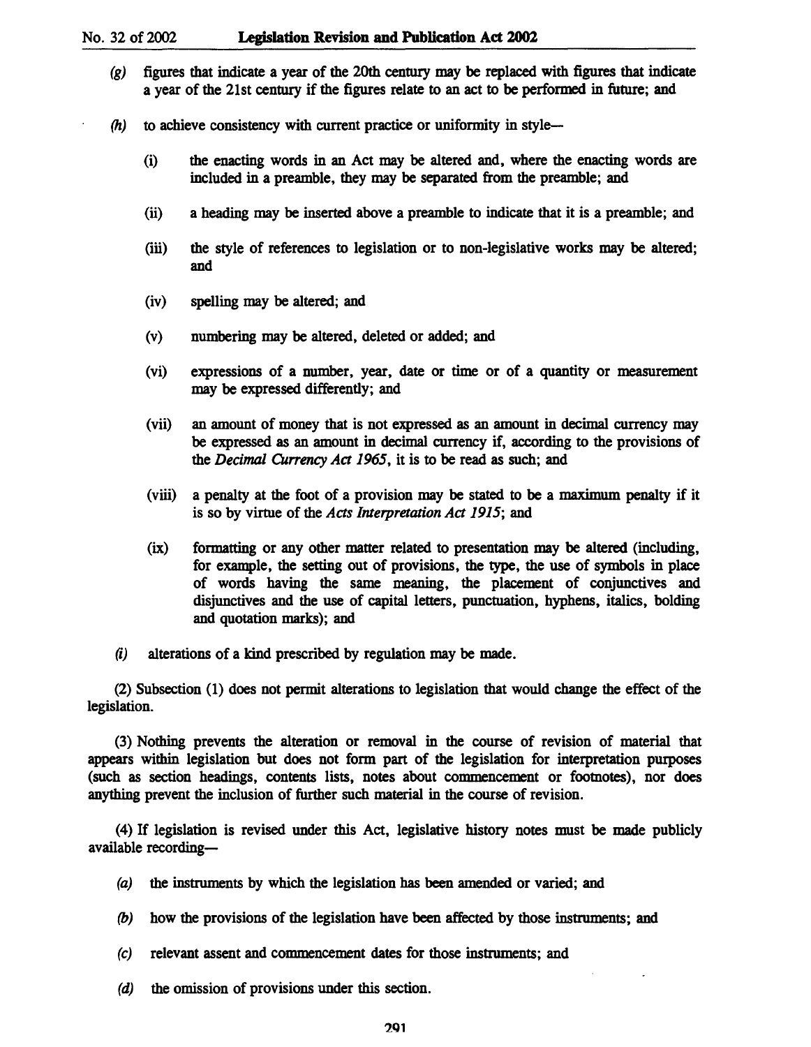*(g)* figures that indicate a year of the 20th century may be replaced with figures that indicate a year of the 21st century if the figures relate to an act to be performed in future; and

*(h)* to achieve consistency with current practice or uniformity in style—

(i) the enacting words in an Act may be altered and, where the enacting words are included in a preamble, they may be separated from the preamble; and

(ii) a heading may be inserted above a preamble to indicate that it is a preamble; and

(iii) the style of references to legislation or to non-legislative works may be altered; and

(iv) spelling may be altered; and

(v) numbering may be altered, deleted or added; and

(vi) expressions of a number, year, date or time or of a quantity or measurement may be expressed differently; and

(vii) an amount of money that is not expressed as an amount in decimal currency may be expressed as an amount in decimal currency if, according to the provisions of the *Decimal Currency Act 1965*, it is to be read as such; and

(viii) a penalty at the foot of a provision may be stated to be a maximum penalty if it is so by virtue of the *Acts Interpretation Act 1915*; and

(ix) formatting or any other matter related to presentation may be altered (including, for example, the setting out of provisions, the type, the use of symbols in place of words having the same meaning, the placement of conjunctives and disjunctives and the use of capital letters, punctuation, hyphens, italics, bolding and quotation marks); and

*(i)* alterations of a kind prescribed by regulation may be made.

(2) Subsection (1) does not permit alterations to legislation that would change the effect of the legislation.

(3) Nothing prevents the alteration or removal in the course of revision of material that appears within legislation but does not form part of the legislation for interpretation purposes (such as section headings, contents lists, notes about commencement or footnotes), nor does anything prevent the inclusion of further such material in the course of revision.

(4) If legislation is revised under this Act, legislative history notes must be made publicly available recording—

*(a)* the instruments by which the legislation has been amended or varied; and

*(b)* how the provisions of the legislation have been affected by those instruments; and

*(c)* relevant assent and commencement dates for those instruments; and

*(d)* the omission of provisions under this section.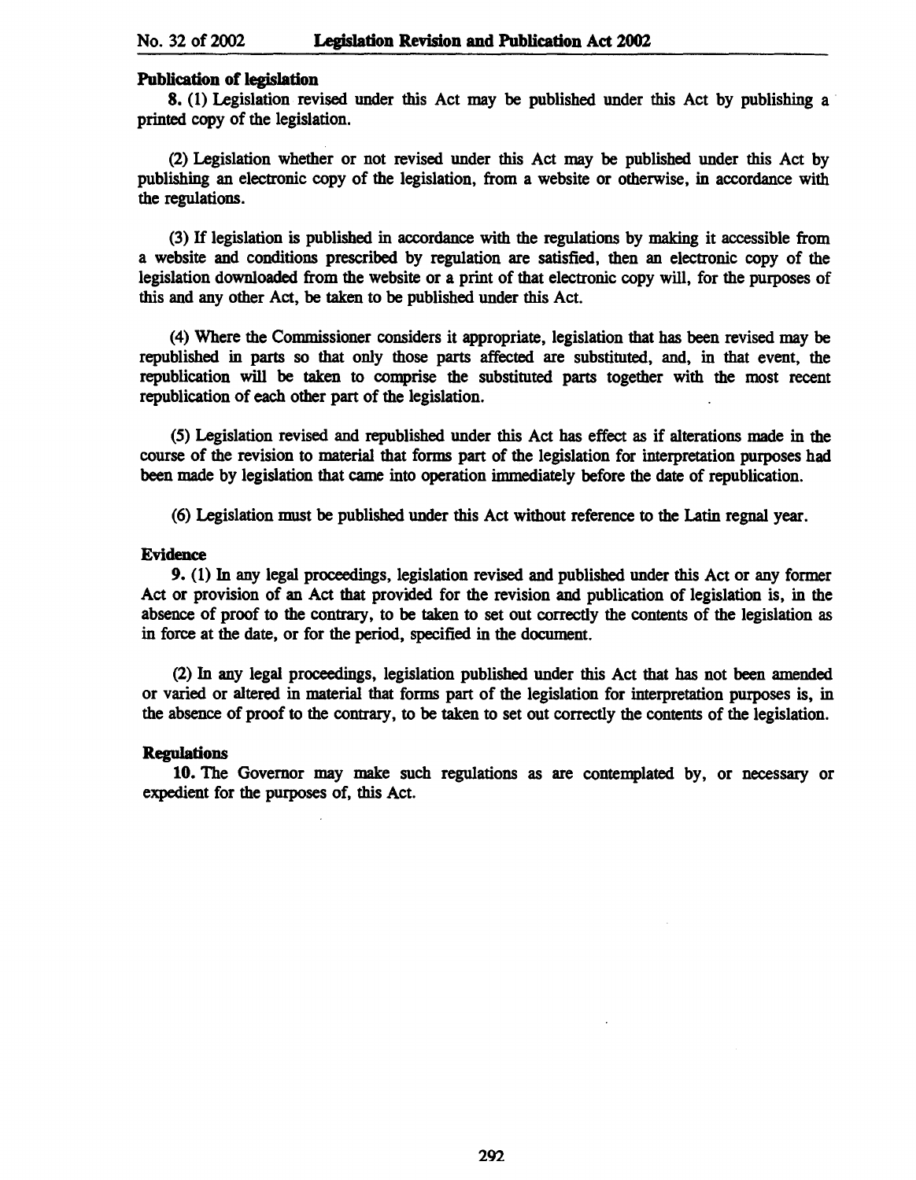### Publication of legislation

**8.** (1) Legislation revised under this Act may be published under this Act by publishing a printed copy of the legislation.

(2) Legislation whether or not revised under this Act may be published under this Act by publishing an electronic copy of the legislation, from a website or otherwise, in accordance with the regulations.

(3) If legislation is published in accordance with the regulations by making it accessible from a website and conditions prescribed by regulation are satisfied, then an electronic copy of the legislation downloaded from the website or a print of that electronic copy will, for the purposes of this and any other Act, be taken to be published under this Act.

(4) Where the Commissioner considers it appropriate, legislation that has been revised may be republished in parts so that only those parts affected are substituted, and, in that event, the republication will be taken to comprise the substituted parts together with the most recent republication of each other part of the legislation.

(5) Legislation revised and republished under this Act has effect as if alterations made in the course of the revision to material that forms part of the legislation for interpretation purposes had been made by legislation that came into operation immediately before the date of republication.

(6) Legislation must be published under this Act without reference to the Latin regnal year.

### Evidence

**9.** (1) In any legal proceedings, legislation revised and published under this Act or any former Act or provision of an Act that provided for the revision and publication of legislation is, in the absence of proof to the contrary, to be taken to set out correctly the contents of the legislation as in force at the date, or for the period, specified in the document.

(2) In any legal proceedings, legislation published under this Act that has not been amended or varied or altered in material that forms part of the legislation for interpretation purposes is, in the absence of proof to the contrary, to be taken to set out correctly the contents of the legislation.

### Regulations

**10.** The Governor may make such regulations as are contemplated by, or necessary or expedient for the purposes of, this Act.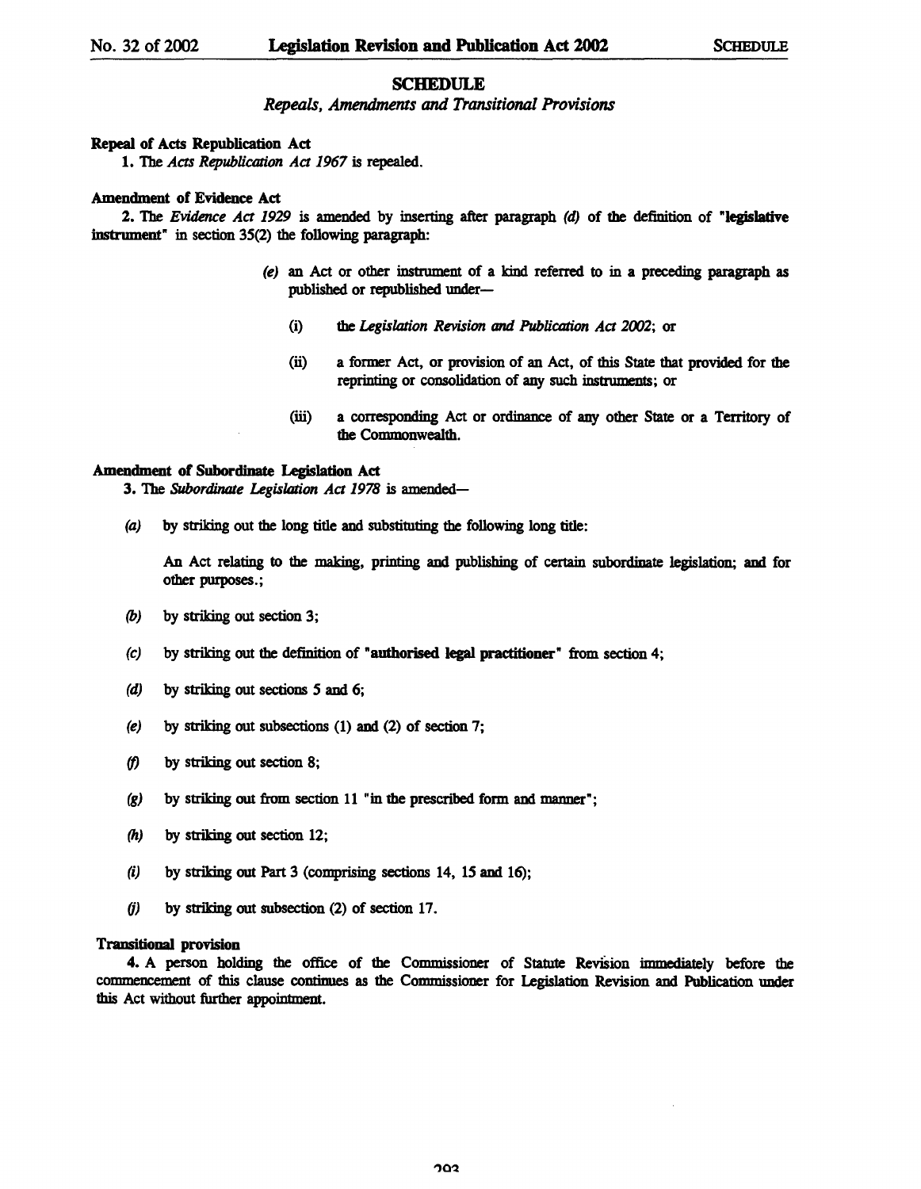## SCHEDULE

*Repeals, Amendments and Transitional Provisions*

**Repeal of Acts Republication Act**

**1.** The *Acts Republication Act 1967* is repealed.

**Amendment of Evidence Act**

**2.** The *Evidence Act 1929* is amended by inserting after paragraph *(d)* of the definition of "**legislative instrument**" in section 35(2) the following paragraph:

> *(e)* an Act or other instrument of a kind referred to in a preceding paragraph as published or republished under—
>
> (i) the *Legislation Revision and Publication Act 2002*; or
>
> (ii) a former Act, or provision of an Act, of this State that provided for the reprinting or consolidation of any such instruments; or
>
> (iii) a corresponding Act or ordinance of any other State or a Territory of the Commonwealth.

**Amendment of Subordinate Legislation Act**

**3.** The *Subordinate Legislation Act 1978* is amended—

*(a)* by striking out the long title and substituting the following long title:

> An Act relating to the making, printing and publishing of certain subordinate legislation; and for other purposes.;

*(b)* by striking out section 3;

*(c)* by striking out the definition of "**authorised legal practitioner**" from section 4;

*(d)* by striking out sections 5 and 6;

*(e)* by striking out subsections (1) and (2) of section 7;

*(f)* by striking out section 8;

*(g)* by striking out from section 11 "in the prescribed form and manner";

*(h)* by striking out section 12;

*(i)* by striking out Part 3 (comprising sections 14, 15 and 16);

*(j)* by striking out subsection (2) of section 17.

**Transitional provision**

**4.** A person holding the office of the Commissioner of Statute Revision immediately before the commencement of this clause continues as the Commissioner for Legislation Revision and Publication under this Act without further appointment.